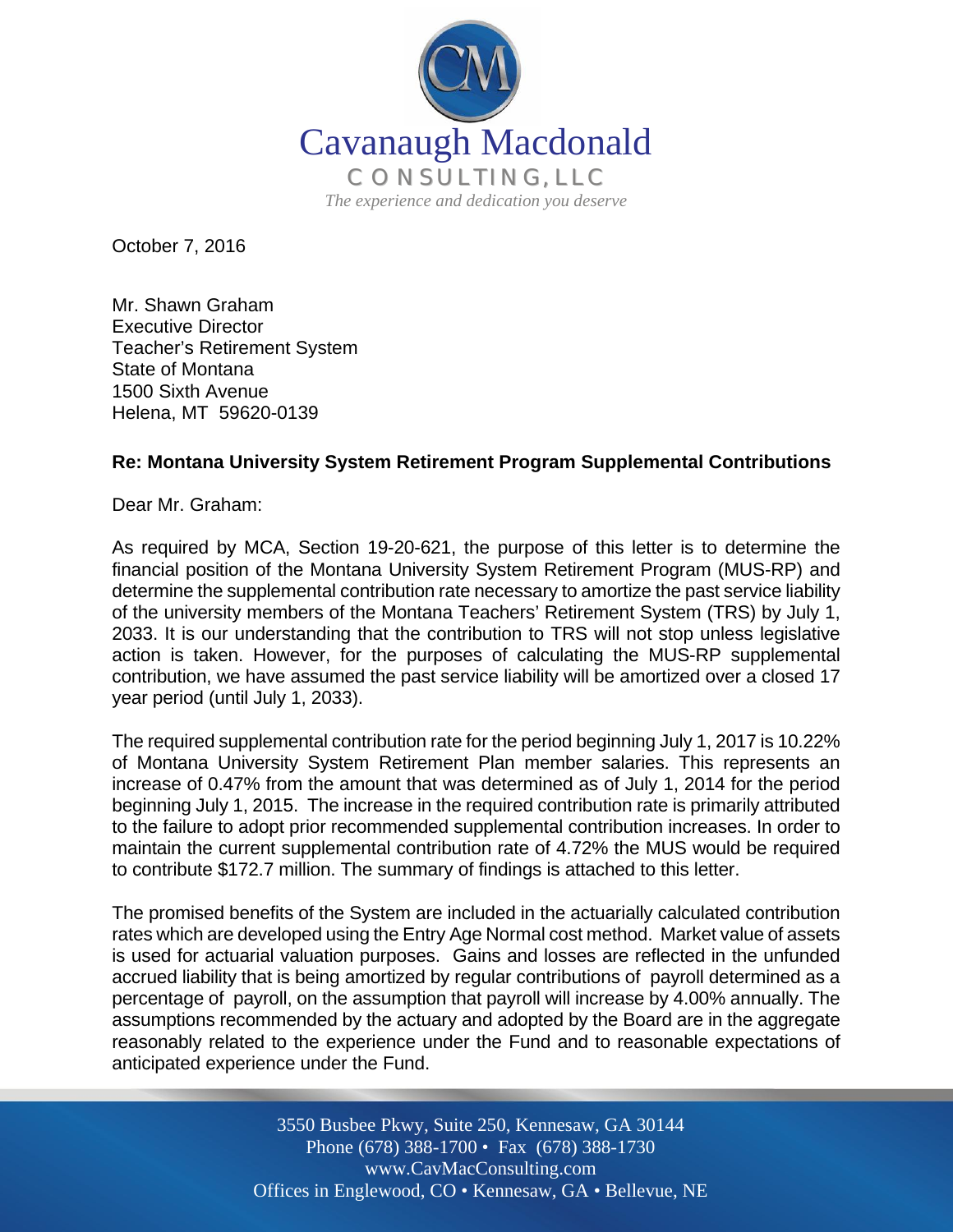Cavanaugh Macdonald
CONSULTING, LLC
*The experience and dedication you deserve*

October 7, 2016

Mr. Shawn Graham
Executive Director
Teacher's Retirement System
State of Montana
1500 Sixth Avenue
Helena, MT 59620-0139

**Re: Montana University System Retirement Program Supplemental Contributions**

Dear Mr. Graham:

As required by MCA, Section 19-20-621, the purpose of this letter is to determine the financial position of the Montana University System Retirement Program (MUS-RP) and determine the supplemental contribution rate necessary to amortize the past service liability of the university members of the Montana Teachers' Retirement System (TRS) by July 1, 2033. It is our understanding that the contribution to TRS will not stop unless legislative action is taken. However, for the purposes of calculating the MUS-RP supplemental contribution, we have assumed the past service liability will be amortized over a closed 17 year period (until July 1, 2033).

The required supplemental contribution rate for the period beginning July 1, 2017 is 10.22% of Montana University System Retirement Plan member salaries. This represents an increase of 0.47% from the amount that was determined as of July 1, 2014 for the period beginning July 1, 2015. The increase in the required contribution rate is primarily attributed to the failure to adopt prior recommended supplemental contribution increases. In order to maintain the current supplemental contribution rate of 4.72% the MUS would be required to contribute $172.7 million. The summary of findings is attached to this letter.

The promised benefits of the System are included in the actuarially calculated contribution rates which are developed using the Entry Age Normal cost method. Market value of assets is used for actuarial valuation purposes. Gains and losses are reflected in the unfunded accrued liability that is being amortized by regular contributions of payroll determined as a percentage of payroll, on the assumption that payroll will increase by 4.00% annually. The assumptions recommended by the actuary and adopted by the Board are in the aggregate reasonably related to the experience under the Fund and to reasonable expectations of anticipated experience under the Fund.

3550 Busbee Pkwy, Suite 250, Kennesaw, GA 30144
Phone (678) 388-1700 • Fax (678) 388-1730
www.CavMacConsulting.com
Offices in Englewood, CO • Kennesaw, GA • Bellevue, NE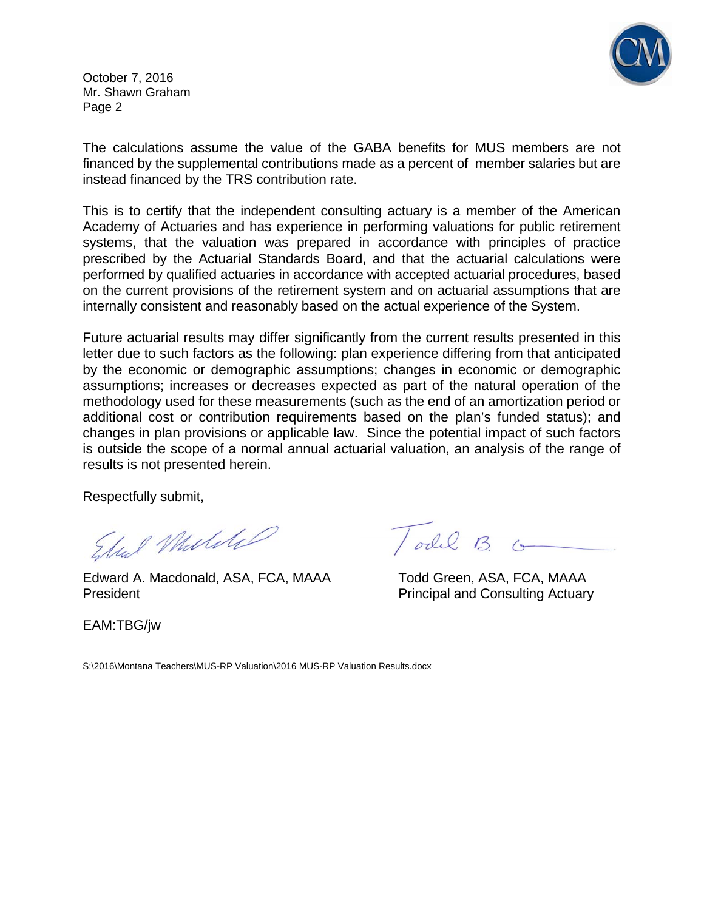The calculations assume the value of the GABA benefits for MUS members are not financed by the supplemental contributions made as a percent of member salaries but are instead financed by the TRS contribution rate.

This is to certify that the independent consulting actuary is a member of the American Academy of Actuaries and has experience in performing valuations for public retirement systems, that the valuation was prepared in accordance with principles of practice prescribed by the Actuarial Standards Board, and that the actuarial calculations were performed by qualified actuaries in accordance with accepted actuarial procedures, based on the current provisions of the retirement system and on actuarial assumptions that are internally consistent and reasonably based on the actual experience of the System.

Future actuarial results may differ significantly from the current results presented in this letter due to such factors as the following: plan experience differing from that anticipated by the economic or demographic assumptions; changes in economic or demographic assumptions; increases or decreases expected as part of the natural operation of the methodology used for these measurements (such as the end of an amortization period or additional cost or contribution requirements based on the plan's funded status); and changes in plan provisions or applicable law. Since the potential impact of such factors is outside the scope of a normal annual actuarial valuation, an analysis of the range of results is not presented herein.

Respectfully submit,

Edward A. Macdonald, ASA, FCA, MAAA
President

Todd Green, ASA, FCA, MAAA
Principal and Consulting Actuary

EAM:TBG/jw

S:\2016\Montana Teachers\MUS-RP Valuation\2016 MUS-RP Valuation Results.docx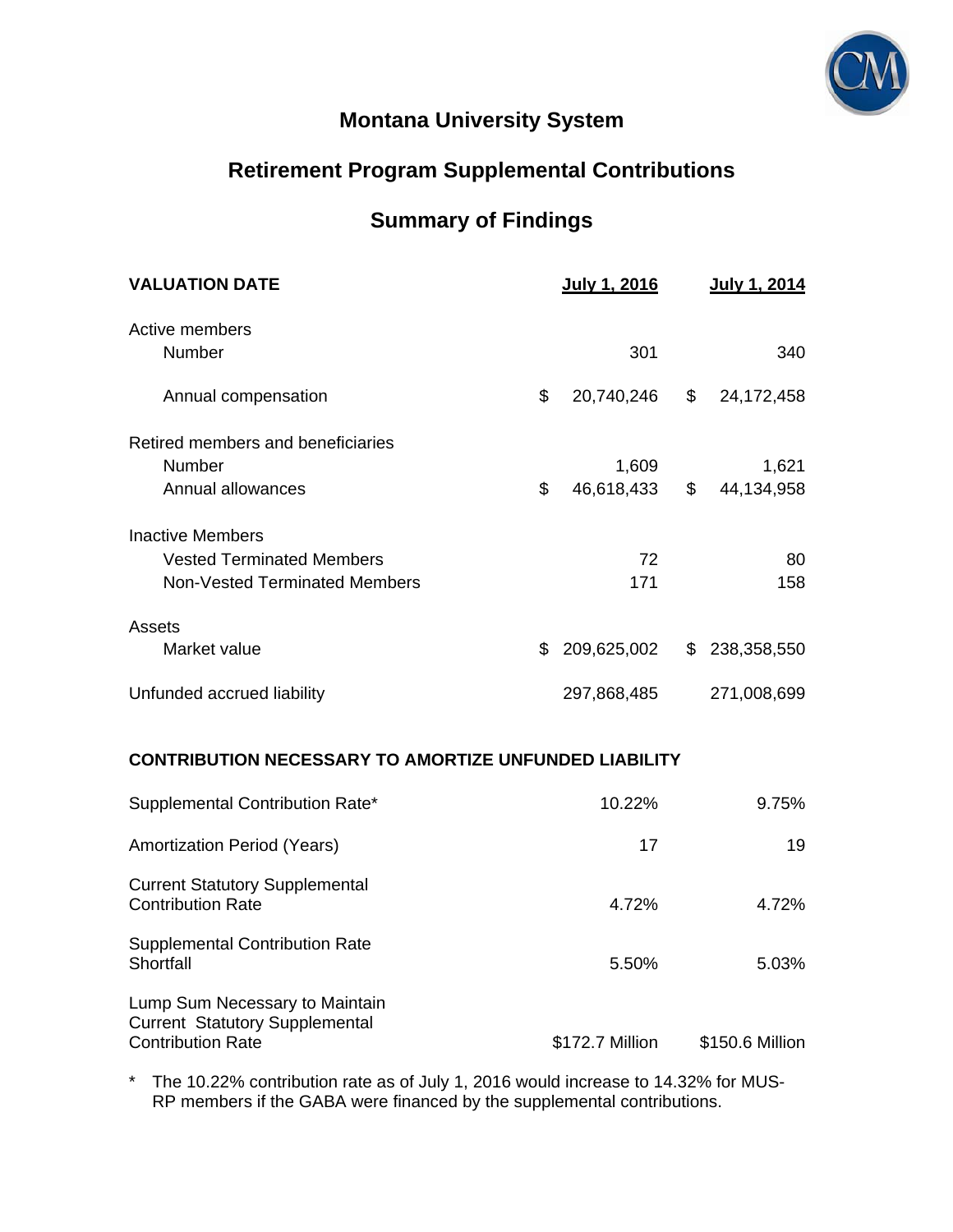# Montana University System

## Retirement Program Supplemental Contributions

## Summary of Findings

| VALUATION DATE | July 1, 2016 | July 1, 2014 |
|---|---|---|
| Active members | | |
| Number | 301 | 340 |
| Annual compensation | $ 20,740,246 | $ 24,172,458 |
| Retired members and beneficiaries | | |
| Number | 1,609 | 1,621 |
| Annual allowances | $ 46,618,433 | $ 44,134,958 |
| Inactive Members | | |
| Vested Terminated Members | 72 | 80 |
| Non-Vested Terminated Members | 171 | 158 |
| Assets | | |
| Market value | $ 209,625,002 | $ 238,358,550 |
| Unfunded accrued liability | 297,868,485 | 271,008,699 |

**CONTRIBUTION NECESSARY TO AMORTIZE UNFUNDED LIABILITY**

| | | |
|---|---|---|
| Supplemental Contribution Rate* | 10.22% | 9.75% |
| Amortization Period (Years) | 17 | 19 |
| Current Statutory Supplemental Contribution Rate | 4.72% | 4.72% |
| Supplemental Contribution Rate Shortfall | 5.50% | 5.03% |
| Lump Sum Necessary to Maintain Current Statutory Supplemental Contribution Rate | $172.7 Million | $150.6 Million |

* The 10.22% contribution rate as of July 1, 2016 would increase to 14.32% for MUS-RP members if the GABA were financed by the supplemental contributions.